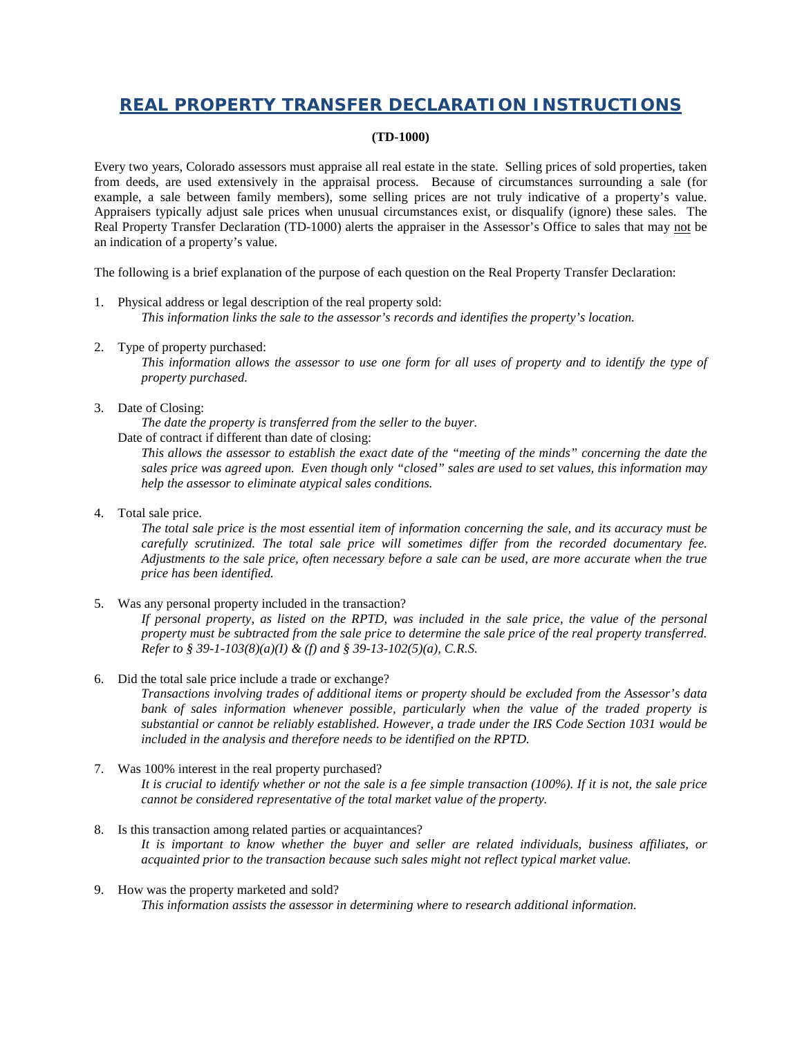# REAL PROPERTY TRANSFER DECLARATION INSTRUCTIONS

**(TD-1000)**

Every two years, Colorado assessors must appraise all real estate in the state. Selling prices of sold properties, taken from deeds, are used extensively in the appraisal process. Because of circumstances surrounding a sale (for example, a sale between family members), some selling prices are not truly indicative of a property's value. Appraisers typically adjust sale prices when unusual circumstances exist, or disqualify (ignore) these sales. The Real Property Transfer Declaration (TD-1000) alerts the appraiser in the Assessor's Office to sales that may not be an indication of a property's value.

The following is a brief explanation of the purpose of each question on the Real Property Transfer Declaration:

1. Physical address or legal description of the real property sold:
   *This information links the sale to the assessor's records and identifies the property's location.*

2. Type of property purchased:
   *This information allows the assessor to use one form for all uses of property and to identify the type of property purchased.*

3. Date of Closing:
   *The date the property is transferred from the seller to the buyer.*
   Date of contract if different than date of closing:
   *This allows the assessor to establish the exact date of the "meeting of the minds" concerning the date the sales price was agreed upon. Even though only "closed" sales are used to set values, this information may help the assessor to eliminate atypical sales conditions.*

4. Total sale price.
   *The total sale price is the most essential item of information concerning the sale, and its accuracy must be carefully scrutinized. The total sale price will sometimes differ from the recorded documentary fee. Adjustments to the sale price, often necessary before a sale can be used, are more accurate when the true price has been identified.*

5. Was any personal property included in the transaction?
   *If personal property, as listed on the RPTD, was included in the sale price, the value of the personal property must be subtracted from the sale price to determine the sale price of the real property transferred. Refer to § 39-1-103(8)(a)(I) & (f) and § 39-13-102(5)(a), C.R.S.*

6. Did the total sale price include a trade or exchange?
   *Transactions involving trades of additional items or property should be excluded from the Assessor's data bank of sales information whenever possible, particularly when the value of the traded property is substantial or cannot be reliably established. However, a trade under the IRS Code Section 1031 would be included in the analysis and therefore needs to be identified on the RPTD.*

7. Was 100% interest in the real property purchased?
   *It is crucial to identify whether or not the sale is a fee simple transaction (100%). If it is not, the sale price cannot be considered representative of the total market value of the property.*

8. Is this transaction among related parties or acquaintances?
   *It is important to know whether the buyer and seller are related individuals, business affiliates, or acquainted prior to the transaction because such sales might not reflect typical market value.*

9. How was the property marketed and sold?
   *This information assists the assessor in determining where to research additional information.*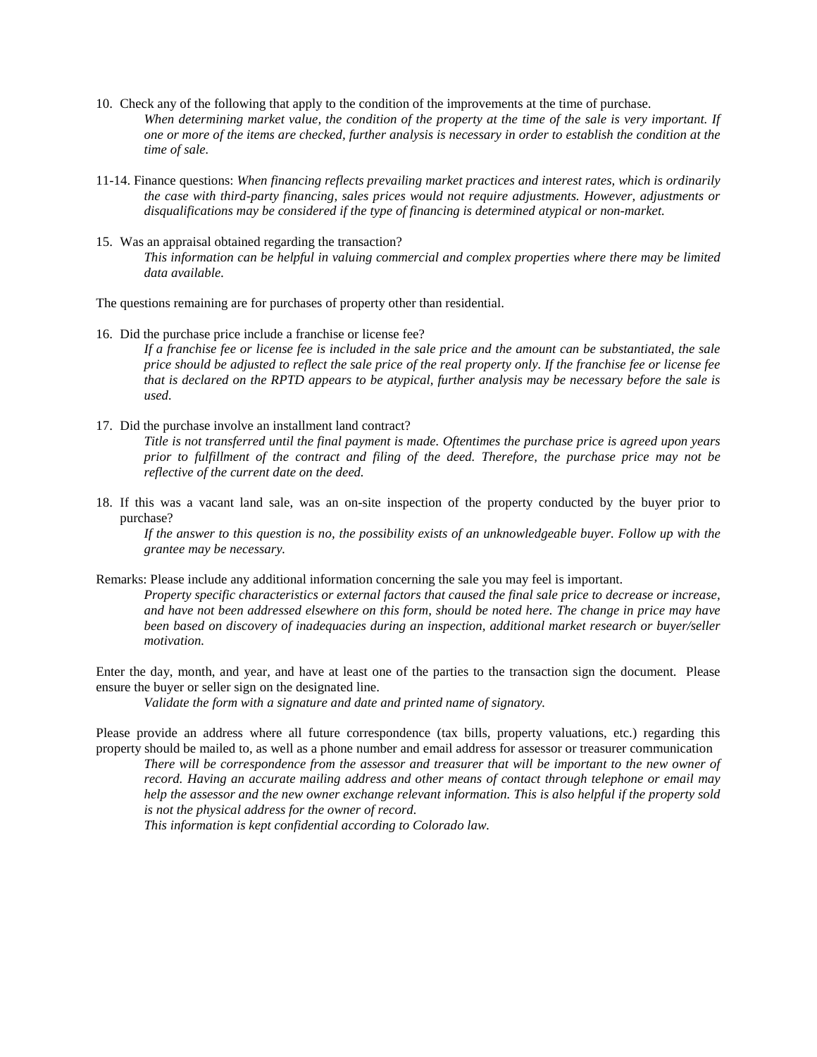10. Check any of the following that apply to the condition of the improvements at the time of purchase.

    *When determining market value, the condition of the property at the time of the sale is very important. If one or more of the items are checked, further analysis is necessary in order to establish the condition at the time of sale.*

11-14. Finance questions: *When financing reflects prevailing market practices and interest rates, which is ordinarily the case with third-party financing, sales prices would not require adjustments. However, adjustments or disqualifications may be considered if the type of financing is determined atypical or non-market.*

15. Was an appraisal obtained regarding the transaction?

    *This information can be helpful in valuing commercial and complex properties where there may be limited data available.*

The questions remaining are for purchases of property other than residential.

16. Did the purchase price include a franchise or license fee?

    *If a franchise fee or license fee is included in the sale price and the amount can be substantiated, the sale price should be adjusted to reflect the sale price of the real property only. If the franchise fee or license fee that is declared on the RPTD appears to be atypical, further analysis may be necessary before the sale is used.*

17. Did the purchase involve an installment land contract?

    *Title is not transferred until the final payment is made. Oftentimes the purchase price is agreed upon years prior to fulfillment of the contract and filing of the deed. Therefore, the purchase price may not be reflective of the current date on the deed.*

18. If this was a vacant land sale, was an on-site inspection of the property conducted by the buyer prior to purchase?

    *If the answer to this question is no, the possibility exists of an unknowledgeable buyer. Follow up with the grantee may be necessary.*

Remarks: Please include any additional information concerning the sale you may feel is important.

*Property specific characteristics or external factors that caused the final sale price to decrease or increase, and have not been addressed elsewhere on this form, should be noted here. The change in price may have been based on discovery of inadequacies during an inspection, additional market research or buyer/seller motivation.*

Enter the day, month, and year, and have at least one of the parties to the transaction sign the document. Please ensure the buyer or seller sign on the designated line.

*Validate the form with a signature and date and printed name of signatory.*

Please provide an address where all future correspondence (tax bills, property valuations, etc.) regarding this property should be mailed to, as well as a phone number and email address for assessor or treasurer communication

*There will be correspondence from the assessor and treasurer that will be important to the new owner of record. Having an accurate mailing address and other means of contact through telephone or email may help the assessor and the new owner exchange relevant information. This is also helpful if the property sold is not the physical address for the owner of record.*

*This information is kept confidential according to Colorado law.*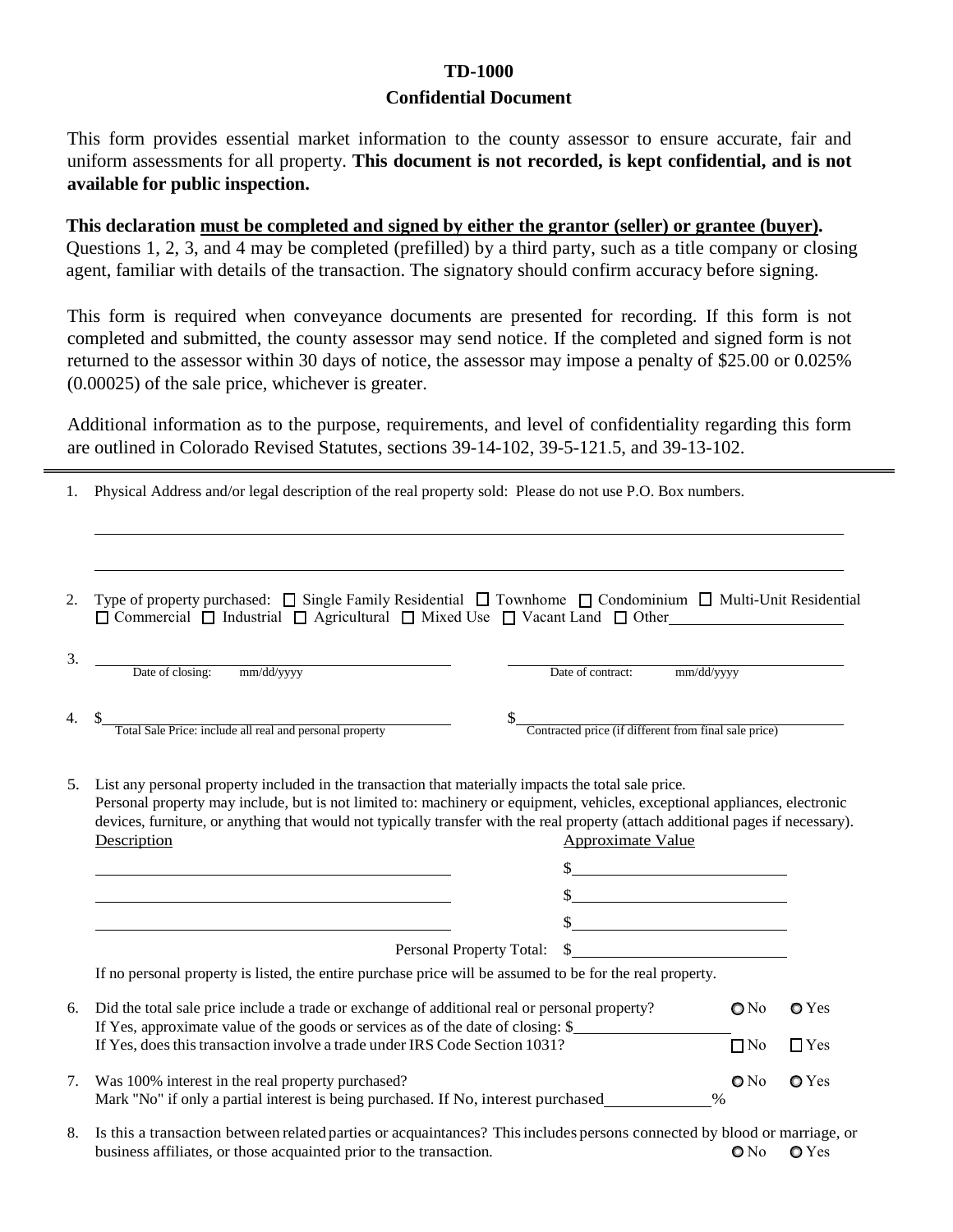## TD-1000

## Confidential Document

This form provides essential market information to the county assessor to ensure accurate, fair and uniform assessments for all property. **This document is not recorded, is kept confidential, and is not available for public inspection.**

**This declaration <u>must be completed and signed by either the grantor (seller) or grantee (buyer)</u>.** Questions 1, 2, 3, and 4 may be completed (prefilled) by a third party, such as a title company or closing agent, familiar with details of the transaction. The signatory should confirm accuracy before signing.

This form is required when conveyance documents are presented for recording. If this form is not completed and submitted, the county assessor may send notice. If the completed and signed form is not returned to the assessor within 30 days of notice, the assessor may impose a penalty of $25.00 or 0.025% (0.00025) of the sale price, whichever is greater.

Additional information as to the purpose, requirements, and level of confidentiality regarding this form are outlined in Colorado Revised Statutes, sections 39-14-102, 39-5-121.5, and 39-13-102.

---

1. Physical Address and/or legal description of the real property sold: Please do not use P.O. Box numbers.

_______________________________________________

_______________________________________________

2. Type of property purchased: ☐ Single Family Residential ☐ Townhome ☐ Condominium ☐ Multi-Unit Residential ☐ Commercial ☐ Industrial ☐ Agricultural ☐ Mixed Use ☐ Vacant Land ☐ Other ____________

3. ____________ Date of closing: mm/dd/yyyy ____________ Date of contract: mm/dd/yyyy

4. $____________ Total Sale Price: include all real and personal property $____________ Contracted price (if different from final sale price)

5. List any personal property included in the transaction that materially impacts the total sale price.
   Personal property may include, but is not limited to: machinery or equipment, vehicles, exceptional appliances, electronic devices, furniture, or anything that would not typically transfer with the real property (attach additional pages if necessary).

| <u>Description</u> | <u>Approximate Value</u> |
|---|---|
| | $ |
| | $ |
| | $ |
| Personal Property Total: | $ |

   If no personal property is listed, the entire purchase price will be assumed to be for the real property.

6. Did the total sale price include a trade or exchange of additional real or personal property? ○ No ○ Yes
   If Yes, approximate value of the goods or services as of the date of closing: $____________
   If Yes, does this transaction involve a trade under IRS Code Section 1031? ☐ No ☐ Yes

7. Was 100% interest in the real property purchased? ○ No ○ Yes
   Mark "No" if only a partial interest is being purchased. If No, interest purchased ________%

8. Is this a transaction between related parties or acquaintances? This includes persons connected by blood or marriage, or business affiliates, or those acquainted prior to the transaction. ○ No ○ Yes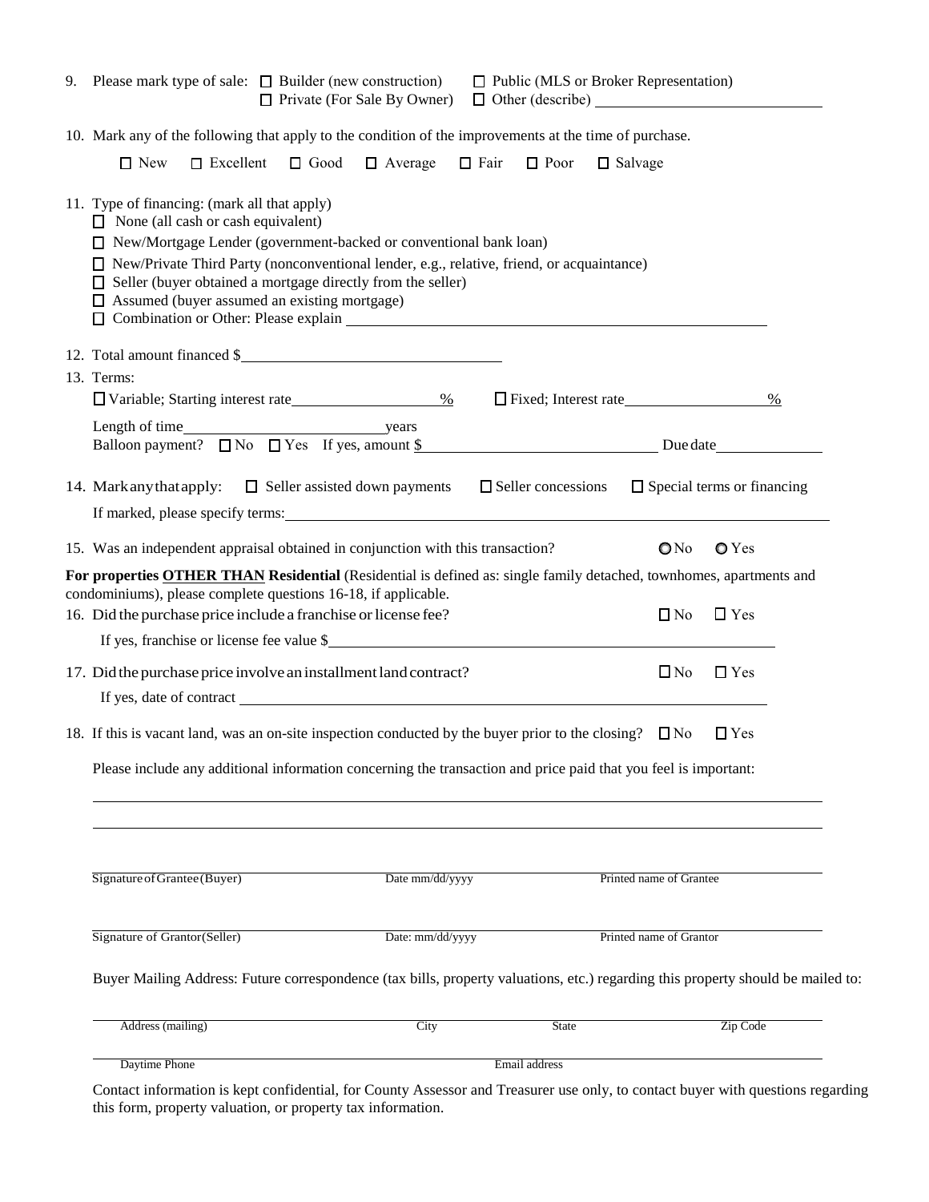9. Please mark type of sale: ☐ Builder (new construction) ☐ Public (MLS or Broker Representation) ☐ Private (For Sale By Owner) ☐ Other (describe) ____________________

10. Mark any of the following that apply to the condition of the improvements at the time of purchase.

☐ New ☐ Excellent ☐ Good ☐ Average ☐ Fair ☐ Poor ☐ Salvage

11. Type of financing: (mark all that apply)
   - ☐ None (all cash or cash equivalent)
   - ☐ New/Mortgage Lender (government-backed or conventional bank loan)
   - ☐ New/Private Third Party (nonconventional lender, e.g., relative, friend, or acquaintance)
   - ☐ Seller (buyer obtained a mortgage directly from the seller)
   - ☐ Assumed (buyer assumed an existing mortgage)
   - ☐ Combination or Other: Please explain ____________________

12. Total amount financed $____________________

13. Terms:

☐ Variable; Starting interest rate __________ % ☐ Fixed; Interest rate __________ %

Length of time __________ years

Balloon payment? ☐ No ☐ Yes If yes, amount $__________ Due date __________

14. Mark any that apply: ☐ Seller assisted down payments ☐ Seller concessions ☐ Special terms or financing

If marked, please specify terms: ____________________

15. Was an independent appraisal obtained in conjunction with this transaction? ○ No ○ Yes

**For properties OTHER THAN Residential** (Residential is defined as: single family detached, townhomes, apartments and condominiums), please complete questions 16-18, if applicable.

16. Did the purchase price include a franchise or license fee? ☐ No ☐ Yes

If yes, franchise or license fee value $____________________

17. Did the purchase price involve an installment land contract? ☐ No ☐ Yes

If yes, date of contract ____________________

18. If this is vacant land, was an on-site inspection conducted by the buyer prior to the closing? ☐ No ☐ Yes

Please include any additional information concerning the transaction and price paid that you feel is important:

____________________

____________________

| Signature of Grantee (Buyer) | Date mm/dd/yyyy | Printed name of Grantee |
|---|---|---|
| Signature of Grantor(Seller) | Date: mm/dd/yyyy | Printed name of Grantor |

Buyer Mailing Address: Future correspondence (tax bills, property valuations, etc.) regarding this property should be mailed to:

| Address (mailing) | City | State | Zip Code |
|---|---|---|---|

| Daytime Phone | Email address |
|---|---|

Contact information is kept confidential, for County Assessor and Treasurer use only, to contact buyer with questions regarding this form, property valuation, or property tax information.